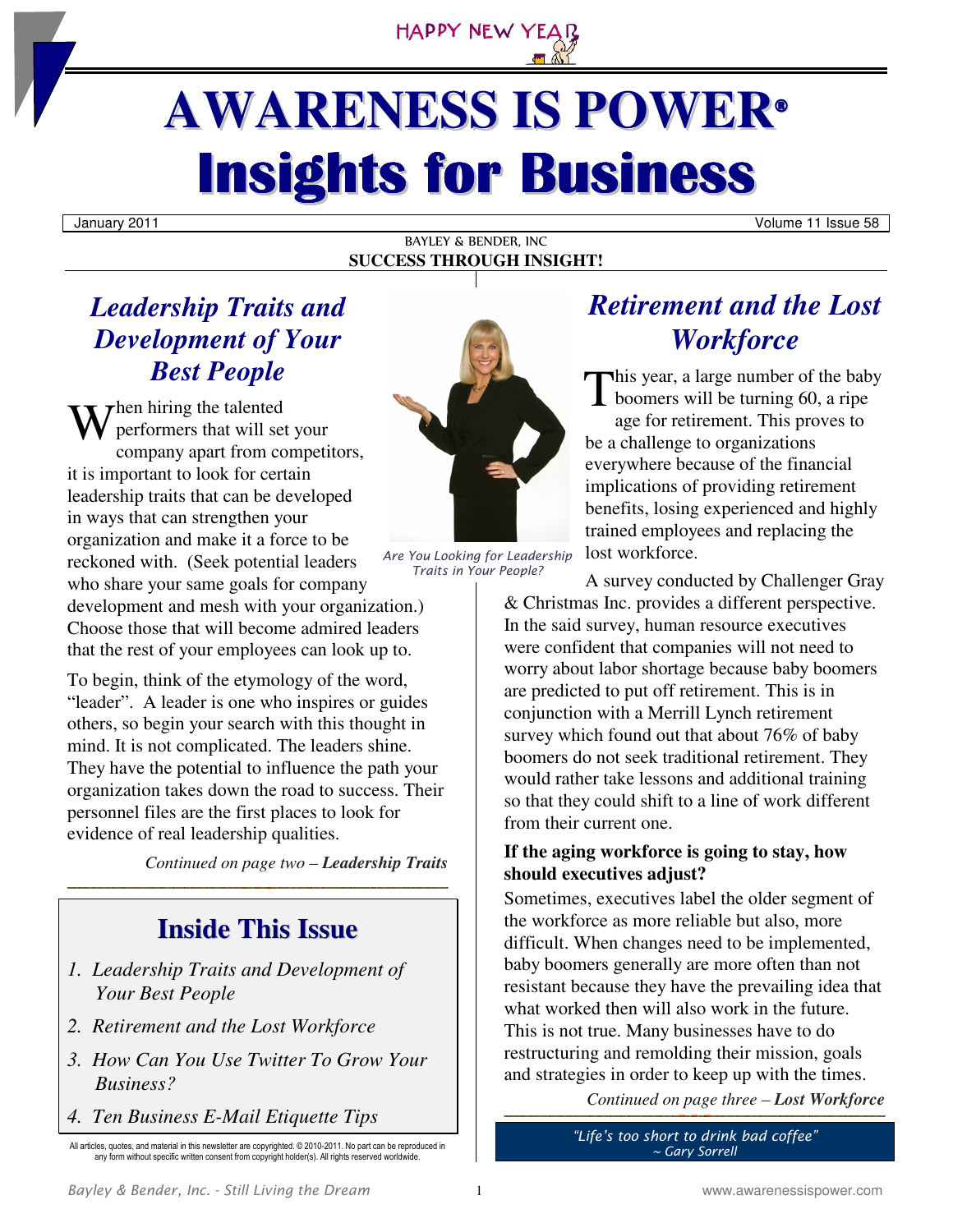HAPPY NEW YEAR

# AWARENESS IS POWER®
# Insights for Business

January 2011 Volume 11 Issue 58

BAYLEY & BENDER, INC
**SUCCESS THROUGH INSIGHT!**

## *Leadership Traits and Development of Your Best People*

When hiring the talented performers that will set your company apart from competitors, it is important to look for certain leadership traits that can be developed in ways that can strengthen your organization and make it a force to be reckoned with. (Seek potential leaders who share your same goals for company development and mesh with your organization.) Choose those that will become admired leaders that the rest of your employees can look up to.

To begin, think of the etymology of the word, "leader". A leader is one who inspires or guides others, so begin your search with this thought in mind. It is not complicated. The leaders shine. They have the potential to influence the path your organization takes down the road to success. Their personnel files are the first places to look for evidence of real leadership qualities.

*Continued on page two – **Leadership Traits***

*Are You Looking for Leadership Traits in Your People?*

## Inside This Issue

1. *Leadership Traits and Development of Your Best People*
2. *Retirement and the Lost Workforce*
3. *How Can You Use Twitter To Grow Your Business?*
4. *Ten Business E-Mail Etiquette Tips*

All articles, quotes, and material in this newsletter are copyrighted. © 2010-2011. No part can be reproduced in any form without specific written consent from copyright holder(s). All rights reserved worldwide.

## *Retirement and the Lost Workforce*

This year, a large number of the baby boomers will be turning 60, a ripe age for retirement. This proves to be a challenge to organizations everywhere because of the financial implications of providing retirement benefits, losing experienced and highly trained employees and replacing the lost workforce.

A survey conducted by Challenger Gray & Christmas Inc. provides a different perspective. In the said survey, human resource executives were confident that companies will not need to worry about labor shortage because baby boomers are predicted to put off retirement. This is in conjunction with a Merrill Lynch retirement survey which found out that about 76% of baby boomers do not seek traditional retirement. They would rather take lessons and additional training so that they could shift to a line of work different from their current one.

**If the aging workforce is going to stay, how should executives adjust?**

Sometimes, executives label the older segment of the workforce as more reliable but also, more difficult. When changes need to be implemented, baby boomers generally are more often than not resistant because they have the prevailing idea that what worked then will also work in the future. This is not true. Many businesses have to do restructuring and remolding their mission, goals and strategies in order to keep up with the times.

*Continued on page three – **Lost Workforce***

*"Life's too short to drink bad coffee"*
*~ Gary Sorrell*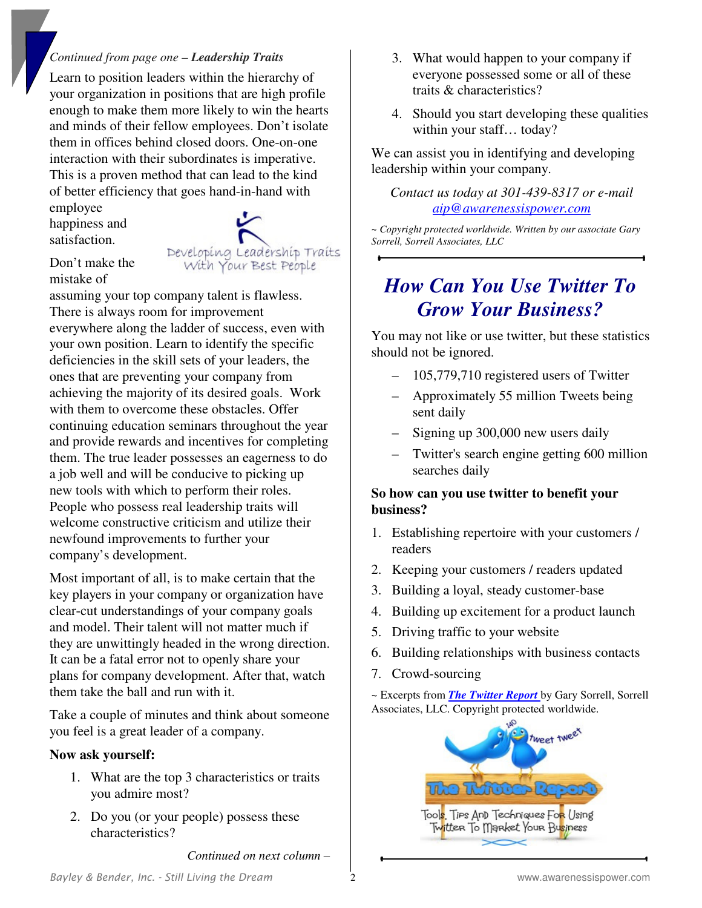*Continued from page one – **Leadership Traits***

Learn to position leaders within the hierarchy of your organization in positions that are high profile enough to make them more likely to win the hearts and minds of their fellow employees. Don't isolate them in offices behind closed doors. One-on-one interaction with their subordinates is imperative. This is a proven method that can lead to the kind of better efficiency that goes hand-in-hand with employee happiness and satisfaction.

Don't make the mistake of assuming your top company talent is flawless. There is always room for improvement everywhere along the ladder of success, even with your own position. Learn to identify the specific deficiencies in the skill sets of your leaders, the ones that are preventing your company from achieving the majority of its desired goals. Work with them to overcome these obstacles. Offer continuing education seminars throughout the year and provide rewards and incentives for completing them. The true leader possesses an eagerness to do a job well and will be conducive to picking up new tools with which to perform their roles. People who possess real leadership traits will welcome constructive criticism and utilize their newfound improvements to further your company's development.

Most important of all, is to make certain that the key players in your company or organization have clear-cut understandings of your company goals and model. Their talent will not matter much if they are unwittingly headed in the wrong direction. It can be a fatal error not to openly share your plans for company development. After that, watch them take the ball and run with it.

Take a couple of minutes and think about someone you feel is a great leader of a company.

**Now ask yourself:**

1. What are the top 3 characteristics or traits you admire most?
2. Do you (or your people) possess these characteristics?
3. What would happen to your company if everyone possessed some or all of these traits & characteristics?
4. Should you start developing these qualities within your staff… today?

We can assist you in identifying and developing leadership within your company.

*Contact us today at 301-439-8317 or e-mail [aip@awarenessispower.com](mailto:aip@awarenessispower.com)*

*~ Copyright protected worldwide. Written by our associate Gary Sorrell, Sorrell Associates, LLC*

## *How Can You Use Twitter To Grow Your Business?*

You may not like or use twitter, but these statistics should not be ignored.

- 105,779,710 registered users of Twitter
- Approximately 55 million Tweets being sent daily
- Signing up 300,000 new users daily
- Twitter's search engine getting 600 million searches daily

**So how can you use twitter to benefit your business?**

1. Establishing repertoire with your customers / readers
2. Keeping your customers / readers updated
3. Building a loyal, steady customer-base
4. Building up excitement for a product launch
5. Driving traffic to your website
6. Building relationships with business contacts
7. Crowd-sourcing

~ Excerpts from ***The Twitter Report*** by Gary Sorrell, Sorrell Associates, LLC. Copyright protected worldwide.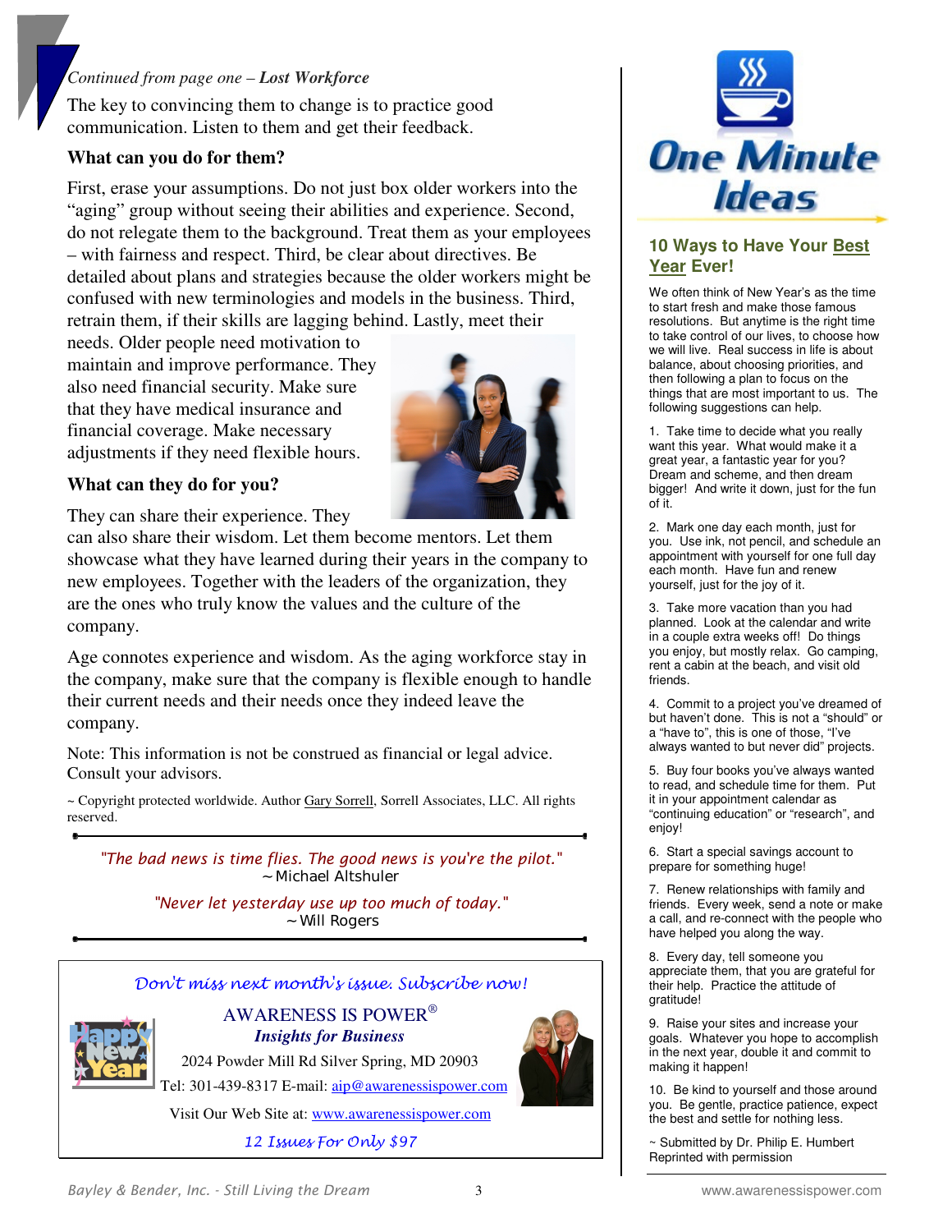*Continued from page one – **Lost Workforce***

The key to convincing them to change is to practice good communication. Listen to them and get their feedback.

### What can you do for them?

First, erase your assumptions. Do not just box older workers into the "aging" group without seeing their abilities and experience. Second, do not relegate them to the background. Treat them as your employees – with fairness and respect. Third, be clear about directives. Be detailed about plans and strategies because the older workers might be confused with new terminologies and models in the business. Third, retrain them, if their skills are lagging behind. Lastly, meet their needs. Older people need motivation to maintain and improve performance. They also need financial security. Make sure that they have medical insurance and financial coverage. Make necessary adjustments if they need flexible hours.

### What can they do for you?

They can share their experience. They can also share their wisdom. Let them become mentors. Let them showcase what they have learned during their years in the company to new employees. Together with the leaders of the organization, they are the ones who truly know the values and the culture of the company.

Age connotes experience and wisdom. As the aging workforce stay in the company, make sure that the company is flexible enough to handle their current needs and their needs once they indeed leave the company.

Note: This information is not be construed as financial or legal advice. Consult your advisors.

~ Copyright protected worldwide. Author Gary Sorrell, Sorrell Associates, LLC. All rights reserved.

---

*"The bad news is time flies. The good news is you're the pilot."*
~ Michael Altshuler

*"Never let yesterday use up too much of today."*
~ Will Rogers

---

*Don't miss next month's issue. Subscribe now!*

AWARENESS IS POWER®
***Insights for Business***
2024 Powder Mill Rd Silver Spring, MD 20903
Tel: 301-439-8317 E-mail: aip@awarenessispower.com
Visit Our Web Site at: www.awarenessispower.com
*12 Issues For Only $97*

---

# One Minute Ideas

## 10 Ways to Have Your Best Year Ever!

We often think of New Year's as the time to start fresh and make those famous resolutions. But anytime is the right time to take control of our lives, to choose how we will live. Real success in life is about balance, about choosing priorities, and then following a plan to focus on the things that are most important to us. The following suggestions can help.

1. Take time to decide what you really want this year. What would make it a great year, a fantastic year for you? Dream and scheme, and then dream bigger! And write it down, just for the fun of it.

2. Mark one day each month, just for you. Use ink, not pencil, and schedule an appointment with yourself for one full day each month. Have fun and renew yourself, just for the joy of it.

3. Take more vacation than you had planned. Look at the calendar and write in a couple extra weeks off! Do things you enjoy, but mostly relax. Go camping, rent a cabin at the beach, and visit old friends.

4. Commit to a project you've dreamed of but haven't done. This is not a "should" or a "have to", this is one of those, "I've always wanted to but never did" projects.

5. Buy four books you've always wanted to read, and schedule time for them. Put it in your appointment calendar as "continuing education" or "research", and enjoy!

6. Start a special savings account to prepare for something huge!

7. Renew relationships with family and friends. Every week, send a note or make a call, and re-connect with the people who have helped you along the way.

8. Every day, tell someone you appreciate them, that you are grateful for their help. Practice the attitude of gratitude!

9. Raise your sites and increase your goals. Whatever you hope to accomplish in the next year, double it and commit to making it happen!

10. Be kind to yourself and those around you. Be gentle, practice patience, expect the best and settle for nothing less.

~ Submitted by Dr. Philip E. Humbert
Reprinted with permission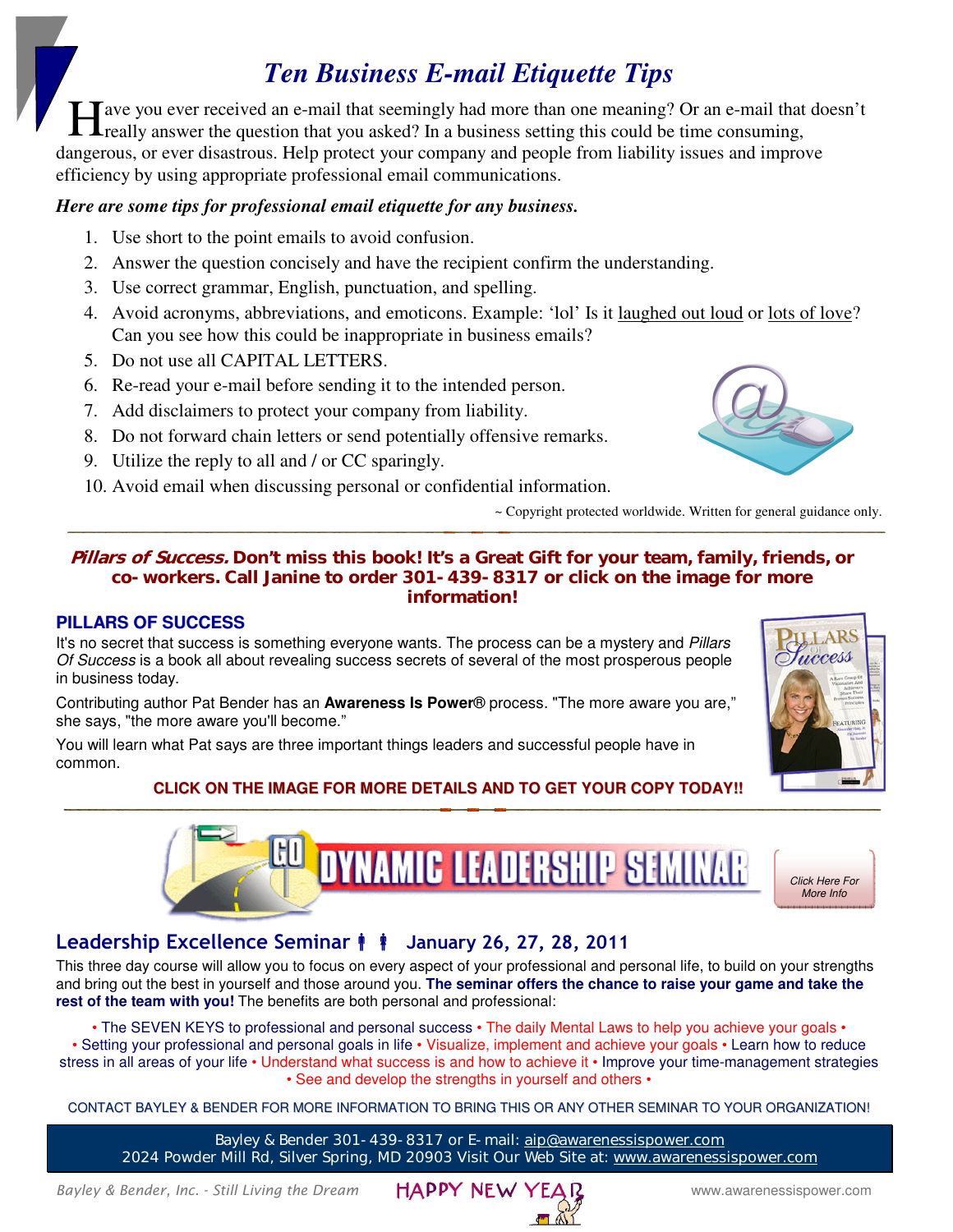# *Ten Business E-mail Etiquette Tips*

Have you ever received an e-mail that seemingly had more than one meaning? Or an e-mail that doesn't really answer the question that you asked? In a business setting this could be time consuming, dangerous, or ever disastrous. Help protect your company and people from liability issues and improve efficiency by using appropriate professional email communications.

***Here are some tips for professional email etiquette for any business.***

1. Use short to the point emails to avoid confusion.
2. Answer the question concisely and have the recipient confirm the understanding.
3. Use correct grammar, English, punctuation, and spelling.
4. Avoid acronyms, abbreviations, and emoticons. Example: 'lol' Is it laughed out loud or lots of love? Can you see how this could be inappropriate in business emails?
5. Do not use all CAPITAL LETTERS.
6. Re-read your e-mail before sending it to the intended person.
7. Add disclaimers to protect your company from liability.
8. Do not forward chain letters or send potentially offensive remarks.
9. Utilize the reply to all and / or CC sparingly.
10. Avoid email when discussing personal or confidential information.

~ Copyright protected worldwide. Written for general guidance only.

---

***Pillars of Success.*** **Don't miss this book! It's a Great Gift for your team, family, friends, or co- workers. Call Janine to order 301- 439- 8317 or click on the image for more information!**

## PILLARS OF SUCCESS

It's no secret that success is something everyone wants. The process can be a mystery and *Pillars Of Success* is a book all about revealing success secrets of several of the most prosperous people in business today.

Contributing author Pat Bender has an **Awareness Is Power®** process. "The more aware you are," she says, "the more aware you'll become."

You will learn what Pat says are three important things leaders and successful people have in common.

**CLICK ON THE IMAGE FOR MORE DETAILS AND TO GET YOUR COPY TODAY!!**

---

GO DYNAMIC LEADERSHIP SEMINAR

*Click Here For More Info*

## Leadership Excellence Seminar January 26, 27, 28, 2011

This three day course will allow you to focus on every aspect of your professional and personal life, to build on your strengths and bring out the best in yourself and those around you. **The seminar offers the chance to raise your game and take the rest of the team with you!** The benefits are both personal and professional:

• The SEVEN KEYS to professional and personal success • The daily Mental Laws to help you achieve your goals • • Setting your professional and personal goals in life • Visualize, implement and achieve your goals • Learn how to reduce stress in all areas of your life • Understand what success is and how to achieve it • Improve your time-management strategies • See and develop the strengths in yourself and others •

CONTACT BAYLEY & BENDER FOR MORE INFORMATION TO BRING THIS OR ANY OTHER SEMINAR TO YOUR ORGANIZATION!

Bayley & Bender 301- 439- 8317 or E- mail: aip@awarenessispower.com
2024 Powder Mill Rd, Silver Spring, MD 20903 Visit Our Web Site at: www.awarenessispower.com

*Bayley & Bender, Inc. - Still Living the Dream* HAPPY NEW YEAR www.awarenessispower.com